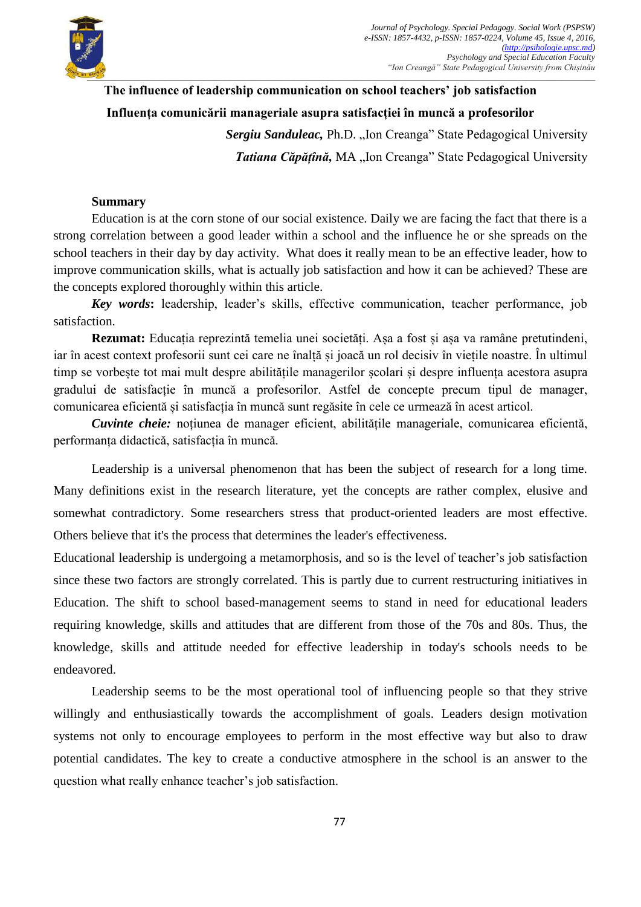# The influence of leadership communication on school teachers' job satisfaction

# Influența comunicării manageriale asupra satisfacției în muncă a profesorilor

***Sergiu Sanduleac,*** Ph.D. „Ion Creanga" State Pedagogical University

***Tatiana Căpățînă,*** MA „Ion Creanga" State Pedagogical University

**Summary**

Education is at the corn stone of our social existence. Daily we are facing the fact that there is a strong correlation between a good leader within a school and the influence he or she spreads on the school teachers in their day by day activity. What does it really mean to be an effective leader, how to improve communication skills, what is actually job satisfaction and how it can be achieved? These are the concepts explored thoroughly within this article.

***Key words*:** leadership, leader's skills, effective communication, teacher performance, job satisfaction.

**Rezumat:** Educația reprezintă temelia unei societăți. Așa a fost și așa va ramâne pretutindeni, iar în acest context profesorii sunt cei care ne înalță și joacă un rol decisiv în viețile noastre. În ultimul timp se vorbește tot mai mult despre abilitățile managerilor școlari și despre influența acestora asupra gradului de satisfacție în muncă a profesorilor. Astfel de concepte precum tipul de manager, comunicarea eficientă și satisfacția în muncă sunt regăsite în cele ce urmează în acest articol.

***Cuvinte cheie:*** noțiunea de manager eficient, abilitățile manageriale, comunicarea eficientă, performanța didactică, satisfacția în muncă.

Leadership is a universal phenomenon that has been the subject of research for a long time. Many definitions exist in the research literature, yet the concepts are rather complex, elusive and somewhat contradictory. Some researchers stress that product-oriented leaders are most effective. Others believe that it's the process that determines the leader's effectiveness.

Educational leadership is undergoing a metamorphosis, and so is the level of teacher's job satisfaction since these two factors are strongly correlated. This is partly due to current restructuring initiatives in Education. The shift to school based-management seems to stand in need for educational leaders requiring knowledge, skills and attitudes that are different from those of the 70s and 80s. Thus, the knowledge, skills and attitude needed for effective leadership in today's schools needs to be endeavored.

Leadership seems to be the most operational tool of influencing people so that they strive willingly and enthusiastically towards the accomplishment of goals. Leaders design motivation systems not only to encourage employees to perform in the most effective way but also to draw potential candidates. The key to create a conductive atmosphere in the school is an answer to the question what really enhance teacher's job satisfaction.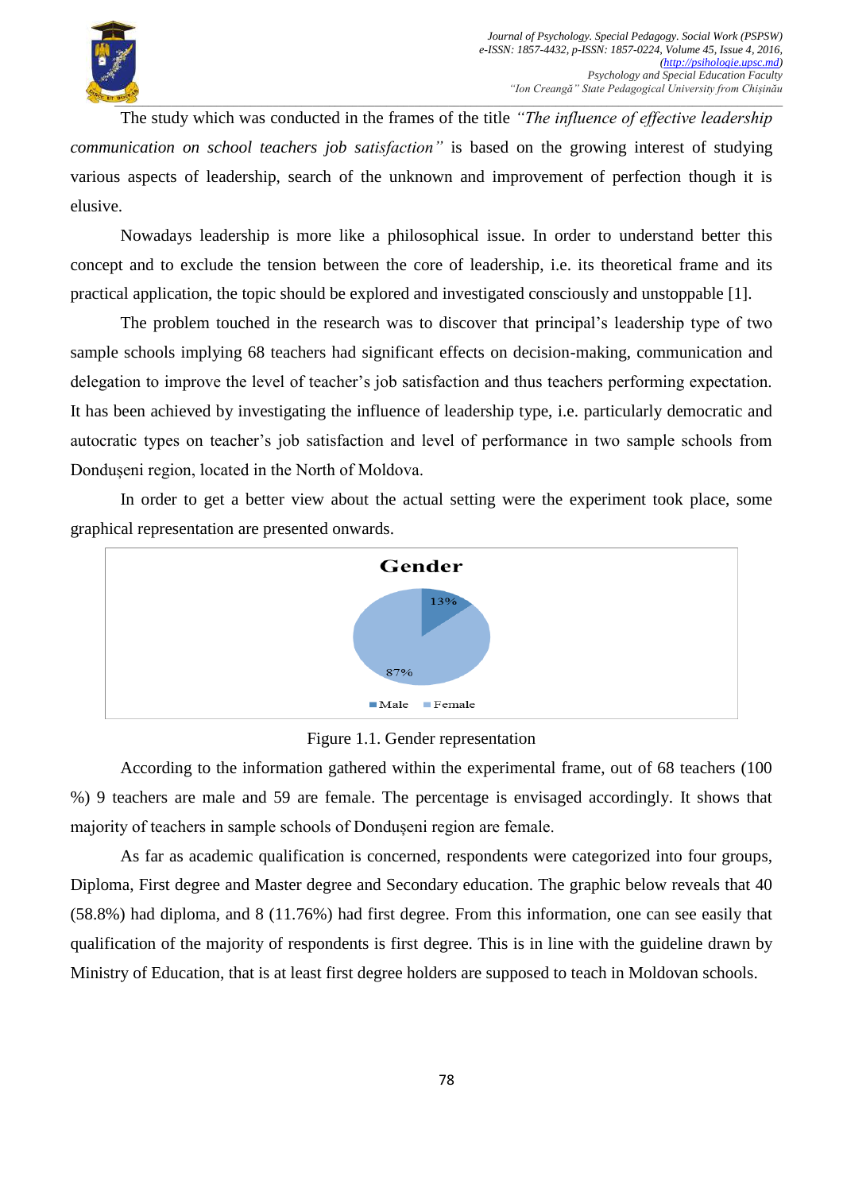The study which was conducted in the frames of the title *"The influence of effective leadership communication on school teachers job satisfaction"* is based on the growing interest of studying various aspects of leadership, search of the unknown and improvement of perfection though it is elusive.

Nowadays leadership is more like a philosophical issue. In order to understand better this concept and to exclude the tension between the core of leadership, i.e. its theoretical frame and its practical application, the topic should be explored and investigated consciously and unstoppable [1].

The problem touched in the research was to discover that principal's leadership type of two sample schools implying 68 teachers had significant effects on decision-making, communication and delegation to improve the level of teacher's job satisfaction and thus teachers performing expectation. It has been achieved by investigating the influence of leadership type, i.e. particularly democratic and autocratic types on teacher's job satisfaction and level of performance in two sample schools from Dondușeni region, located in the North of Moldova.

In order to get a better view about the actual setting were the experiment took place, some graphical representation are presented onwards.

Gender

13%

87%

Male Female

Figure 1.1. Gender representation

According to the information gathered within the experimental frame, out of 68 teachers (100 %) 9 teachers are male and 59 are female. The percentage is envisaged accordingly. It shows that majority of teachers in sample schools of Dondușeni region are female.

As far as academic qualification is concerned, respondents were categorized into four groups, Diploma, First degree and Master degree and Secondary education. The graphic below reveals that 40 (58.8%) had diploma, and 8 (11.76%) had first degree. From this information, one can see easily that qualification of the majority of respondents is first degree. This is in line with the guideline drawn by Ministry of Education, that is at least first degree holders are supposed to teach in Moldovan schools.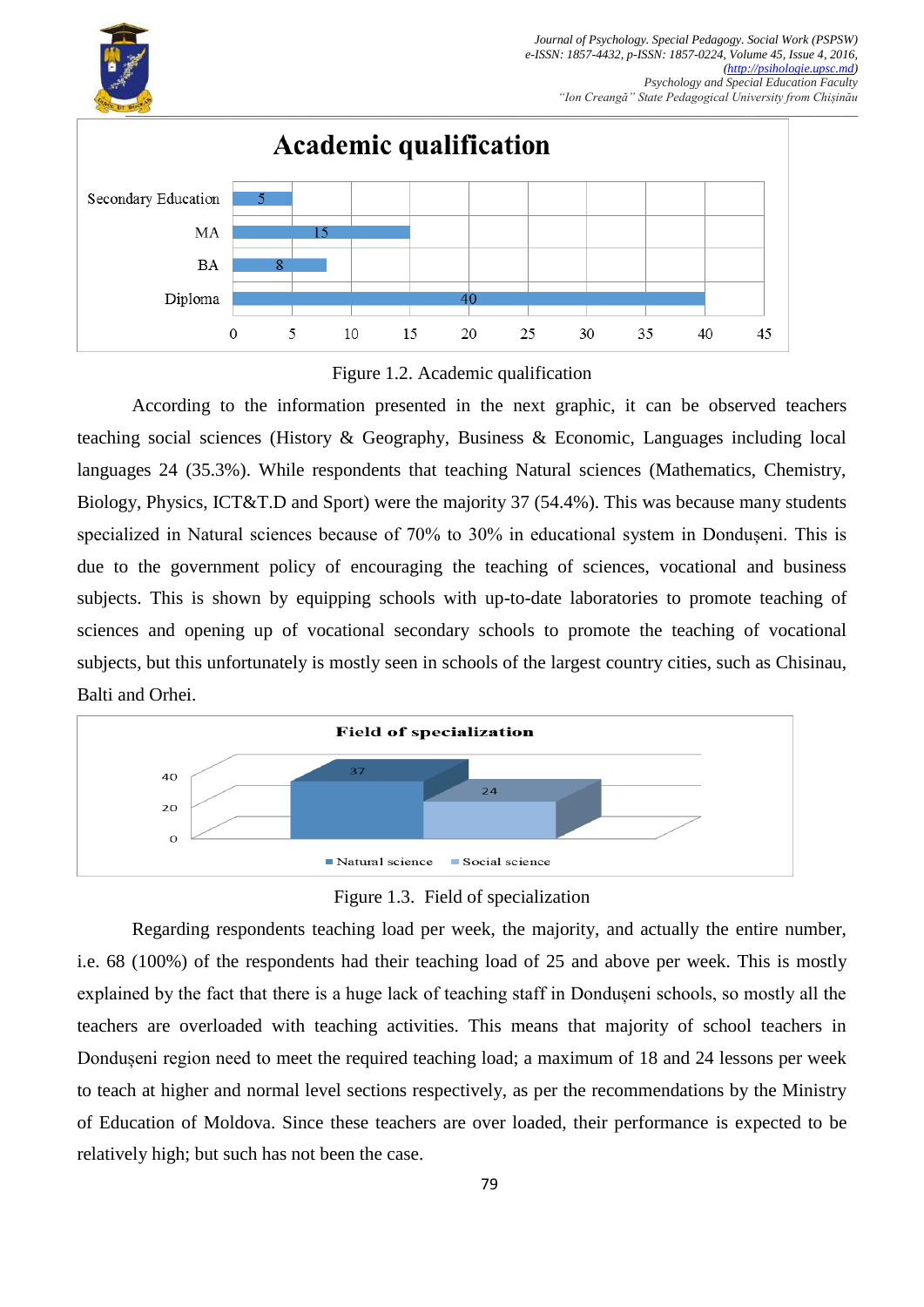**Academic qualification**

| Qualification | Number |
|---|---|
| Secondary Education | 5 |
| MA | 15 |
| BA | 8 |
| Diploma | 40 |

Figure 1.2. Academic qualification

According to the information presented in the next graphic, it can be observed teachers teaching social sciences (History & Geography, Business & Economic, Languages including local languages 24 (35.3%). While respondents that teaching Natural sciences (Mathematics, Chemistry, Biology, Physics, ICT&T.D and Sport) were the majority 37 (54.4%). This was because many students specialized in Natural sciences because of 70% to 30% in educational system in Dondușeni. This is due to the government policy of encouraging the teaching of sciences, vocational and business subjects. This is shown by equipping schools with up-to-date laboratories to promote teaching of sciences and opening up of vocational secondary schools to promote the teaching of vocational subjects, but this unfortunately is mostly seen in schools of the largest country cities, such as Chisinau, Balti and Orhei.

**Field of specialization**

| Field | Number |
|---|---|
| Natural science | 37 |
| Social science | 24 |

Figure 1.3. Field of specialization

Regarding respondents teaching load per week, the majority, and actually the entire number, i.e. 68 (100%) of the respondents had their teaching load of 25 and above per week. This is mostly explained by the fact that there is a huge lack of teaching staff in Dondușeni schools, so mostly all the teachers are overloaded with teaching activities. This means that majority of school teachers in Dondușeni region need to meet the required teaching load; a maximum of 18 and 24 lessons per week to teach at higher and normal level sections respectively, as per the recommendations by the Ministry of Education of Moldova. Since these teachers are over loaded, their performance is expected to be relatively high; but such has not been the case.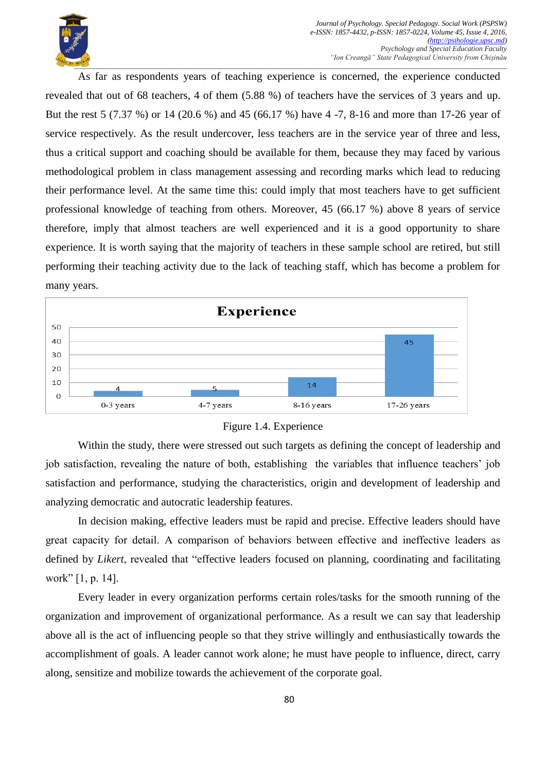As far as respondents years of teaching experience is concerned, the experience conducted revealed that out of 68 teachers, 4 of them (5.88 %) of teachers have the services of 3 years and up. But the rest 5 (7.37 %) or 14 (20.6 %) and 45 (66.17 %) have 4 -7, 8-16 and more than 17-26 year of service respectively. As the result undercover, less teachers are in the service year of three and less, thus a critical support and coaching should be available for them, because they may faced by various methodological problem in class management assessing and recording marks which lead to reducing their performance level. At the same time this: could imply that most teachers have to get sufficient professional knowledge of teaching from others. Moreover, 45 (66.17 %) above 8 years of service therefore, imply that almost teachers are well experienced and it is a good opportunity to share experience. It is worth saying that the majority of teachers in these sample school are retired, but still performing their teaching activity due to the lack of teaching staff, which has become a problem for many years.

**Experience**

| Experience | Number of teachers |
|---|---|
| 0-3 years | 4 |
| 4-7 years | 5 |
| 8-16 years | 14 |
| 17-26 years | 45 |

Figure 1.4. Experience

Within the study, there were stressed out such targets as defining the concept of leadership and job satisfaction, revealing the nature of both, establishing the variables that influence teachers' job satisfaction and performance, studying the characteristics, origin and development of leadership and analyzing democratic and autocratic leadership features.

In decision making, effective leaders must be rapid and precise. Effective leaders should have great capacity for detail. A comparison of behaviors between effective and ineffective leaders as defined by *Likert*, revealed that "effective leaders focused on planning, coordinating and facilitating work" [1, p. 14].

Every leader in every organization performs certain roles/tasks for the smooth running of the organization and improvement of organizational performance. As a result we can say that leadership above all is the act of influencing people so that they strive willingly and enthusiastically towards the accomplishment of goals. A leader cannot work alone; he must have people to influence, direct, carry along, sensitize and mobilize towards the achievement of the corporate goal.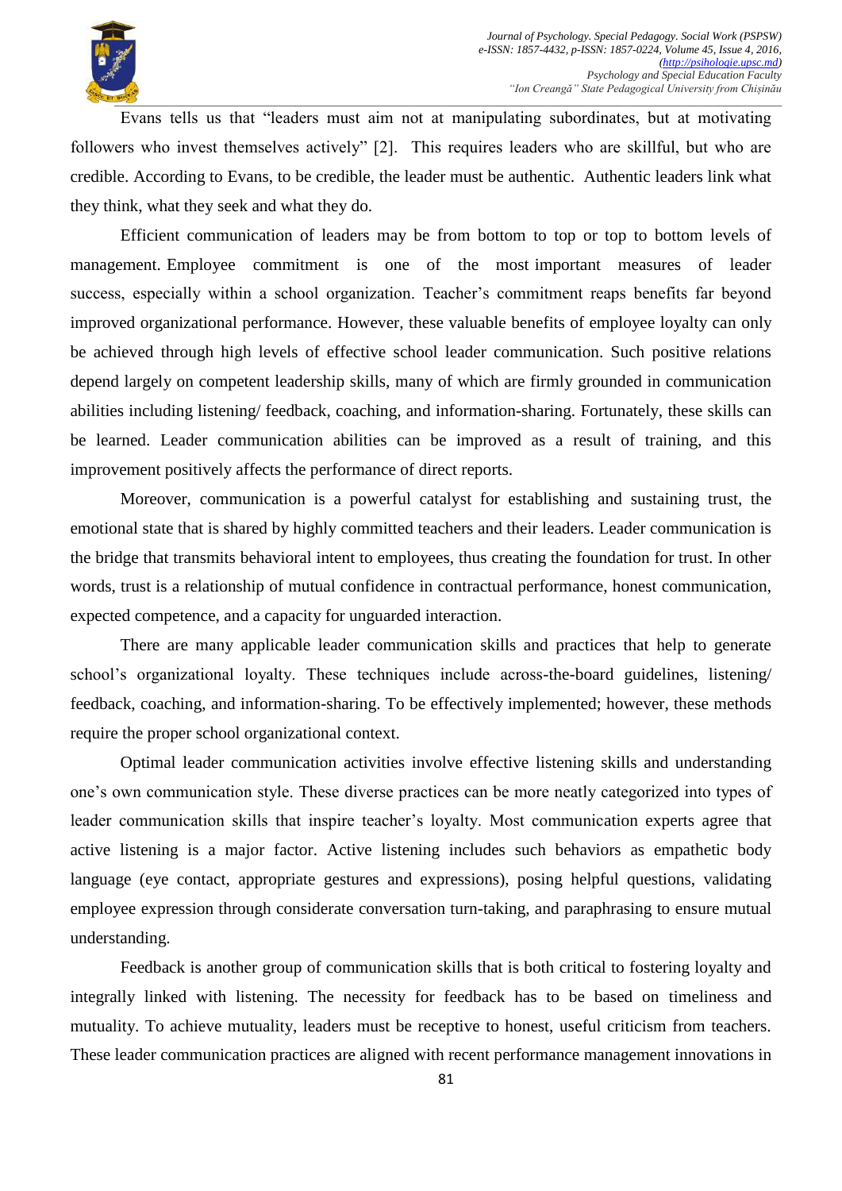Evans tells us that “leaders must aim not at manipulating subordinates, but at motivating followers who invest themselves actively” [2]. This requires leaders who are skillful, but who are credible. According to Evans, to be credible, the leader must be authentic. Authentic leaders link what they think, what they seek and what they do.

Efficient communication of leaders may be from bottom to top or top to bottom levels of management. Employee commitment is one of the most important measures of leader success, especially within a school organization. Teacher’s commitment reaps benefits far beyond improved organizational performance. However, these valuable benefits of employee loyalty can only be achieved through high levels of effective school leader communication. Such positive relations depend largely on competent leadership skills, many of which are firmly grounded in communication abilities including listening/ feedback, coaching, and information-sharing. Fortunately, these skills can be learned. Leader communication abilities can be improved as a result of training, and this improvement positively affects the performance of direct reports.

Moreover, communication is a powerful catalyst for establishing and sustaining trust, the emotional state that is shared by highly committed teachers and their leaders. Leader communication is the bridge that transmits behavioral intent to employees, thus creating the foundation for trust. In other words, trust is a relationship of mutual confidence in contractual performance, honest communication, expected competence, and a capacity for unguarded interaction.

There are many applicable leader communication skills and practices that help to generate school’s organizational loyalty. These techniques include across-the-board guidelines, listening/ feedback, coaching, and information-sharing. To be effectively implemented; however, these methods require the proper school organizational context.

Optimal leader communication activities involve effective listening skills and understanding one’s own communication style. These diverse practices can be more neatly categorized into types of leader communication skills that inspire teacher’s loyalty. Most communication experts agree that active listening is a major factor. Active listening includes such behaviors as empathetic body language (eye contact, appropriate gestures and expressions), posing helpful questions, validating employee expression through considerate conversation turn-taking, and paraphrasing to ensure mutual understanding.

Feedback is another group of communication skills that is both critical to fostering loyalty and integrally linked with listening. The necessity for feedback has to be based on timeliness and mutuality. To achieve mutuality, leaders must be receptive to honest, useful criticism from teachers. These leader communication practices are aligned with recent performance management innovations in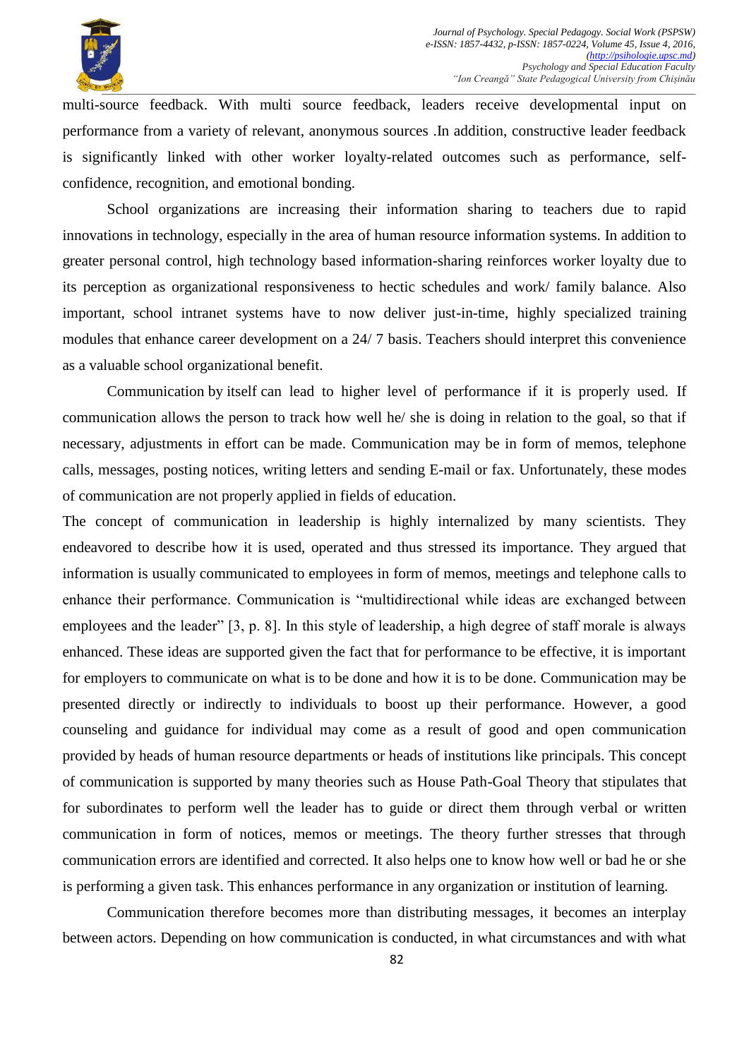multi-source feedback. With multi source feedback, leaders receive developmental input on performance from a variety of relevant, anonymous sources .In addition, constructive leader feedback is significantly linked with other worker loyalty-related outcomes such as performance, self-confidence, recognition, and emotional bonding.

School organizations are increasing their information sharing to teachers due to rapid innovations in technology, especially in the area of human resource information systems. In addition to greater personal control, high technology based information-sharing reinforces worker loyalty due to its perception as organizational responsiveness to hectic schedules and work/ family balance. Also important, school intranet systems have to now deliver just-in-time, highly specialized training modules that enhance career development on a 24/ 7 basis. Teachers should interpret this convenience as a valuable school organizational benefit.

Communication by itself can lead to higher level of performance if it is properly used. If communication allows the person to track how well he/ she is doing in relation to the goal, so that if necessary, adjustments in effort can be made. Communication may be in form of memos, telephone calls, messages, posting notices, writing letters and sending E-mail or fax. Unfortunately, these modes of communication are not properly applied in fields of education.

The concept of communication in leadership is highly internalized by many scientists. They endeavored to describe how it is used, operated and thus stressed its importance. They argued that information is usually communicated to employees in form of memos, meetings and telephone calls to enhance their performance. Communication is "multidirectional while ideas are exchanged between employees and the leader" [3, p. 8]. In this style of leadership, a high degree of staff morale is always enhanced. These ideas are supported given the fact that for performance to be effective, it is important for employers to communicate on what is to be done and how it is to be done. Communication may be presented directly or indirectly to individuals to boost up their performance. However, a good counseling and guidance for individual may come as a result of good and open communication provided by heads of human resource departments or heads of institutions like principals. This concept of communication is supported by many theories such as House Path-Goal Theory that stipulates that for subordinates to perform well the leader has to guide or direct them through verbal or written communication in form of notices, memos or meetings. The theory further stresses that through communication errors are identified and corrected. It also helps one to know how well or bad he or she is performing a given task. This enhances performance in any organization or institution of learning.

Communication therefore becomes more than distributing messages, it becomes an interplay between actors. Depending on how communication is conducted, in what circumstances and with what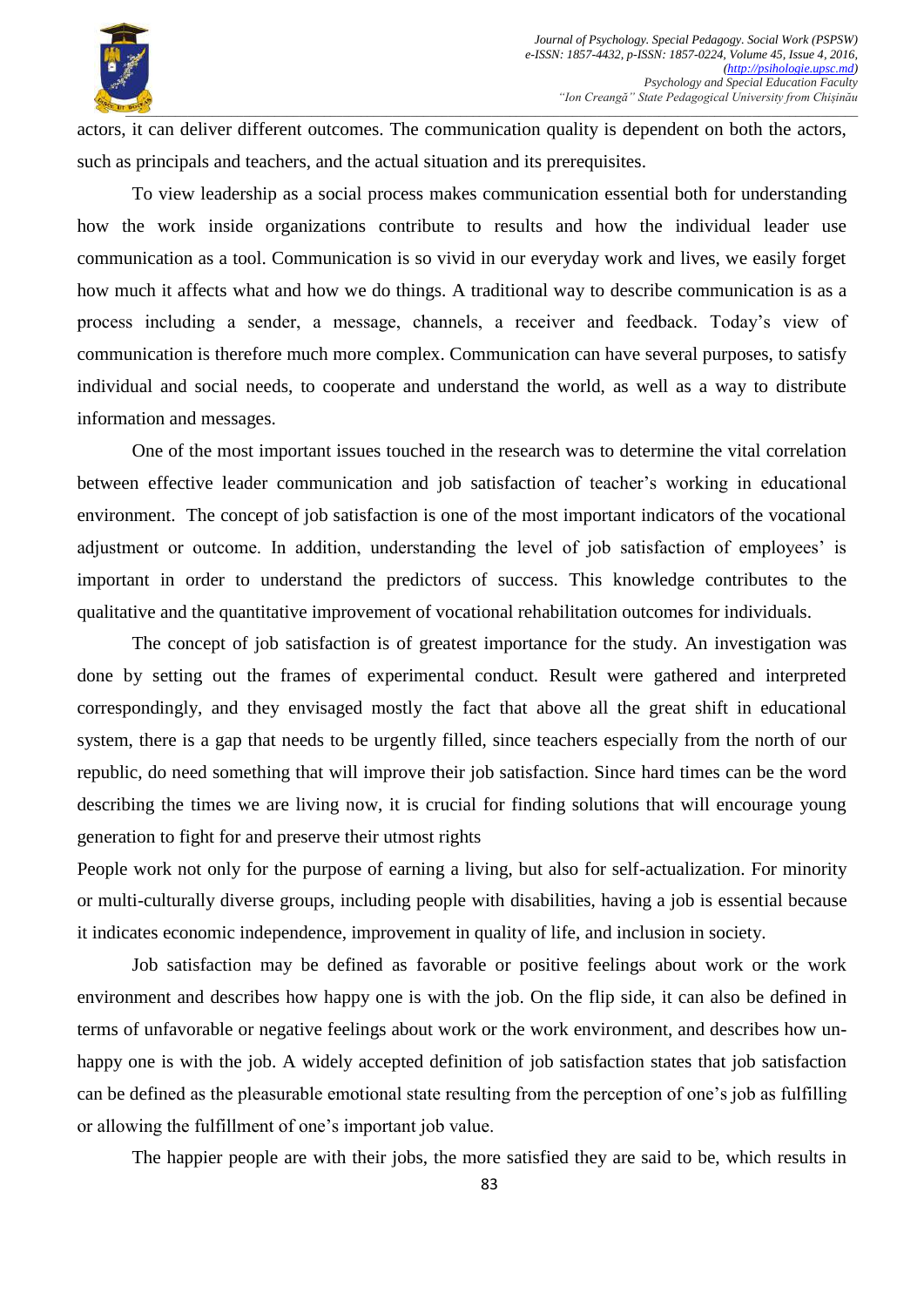actors, it can deliver different outcomes. The communication quality is dependent on both the actors, such as principals and teachers, and the actual situation and its prerequisites.

To view leadership as a social process makes communication essential both for understanding how the work inside organizations contribute to results and how the individual leader use communication as a tool. Communication is so vivid in our everyday work and lives, we easily forget how much it affects what and how we do things. A traditional way to describe communication is as a process including a sender, a message, channels, a receiver and feedback. Today's view of communication is therefore much more complex. Communication can have several purposes, to satisfy individual and social needs, to cooperate and understand the world, as well as a way to distribute information and messages.

One of the most important issues touched in the research was to determine the vital correlation between effective leader communication and job satisfaction of teacher's working in educational environment. The concept of job satisfaction is one of the most important indicators of the vocational adjustment or outcome. In addition, understanding the level of job satisfaction of employees' is important in order to understand the predictors of success. This knowledge contributes to the qualitative and the quantitative improvement of vocational rehabilitation outcomes for individuals.

The concept of job satisfaction is of greatest importance for the study. An investigation was done by setting out the frames of experimental conduct. Result were gathered and interpreted correspondingly, and they envisaged mostly the fact that above all the great shift in educational system, there is a gap that needs to be urgently filled, since teachers especially from the north of our republic, do need something that will improve their job satisfaction. Since hard times can be the word describing the times we are living now, it is crucial for finding solutions that will encourage young generation to fight for and preserve their utmost rights

People work not only for the purpose of earning a living, but also for self-actualization. For minority or multi-culturally diverse groups, including people with disabilities, having a job is essential because it indicates economic independence, improvement in quality of life, and inclusion in society.

Job satisfaction may be defined as favorable or positive feelings about work or the work environment and describes how happy one is with the job. On the flip side, it can also be defined in terms of unfavorable or negative feelings about work or the work environment, and describes how un-happy one is with the job. A widely accepted definition of job satisfaction states that job satisfaction can be defined as the pleasurable emotional state resulting from the perception of one's job as fulfilling or allowing the fulfillment of one's important job value.

The happier people are with their jobs, the more satisfied they are said to be, which results in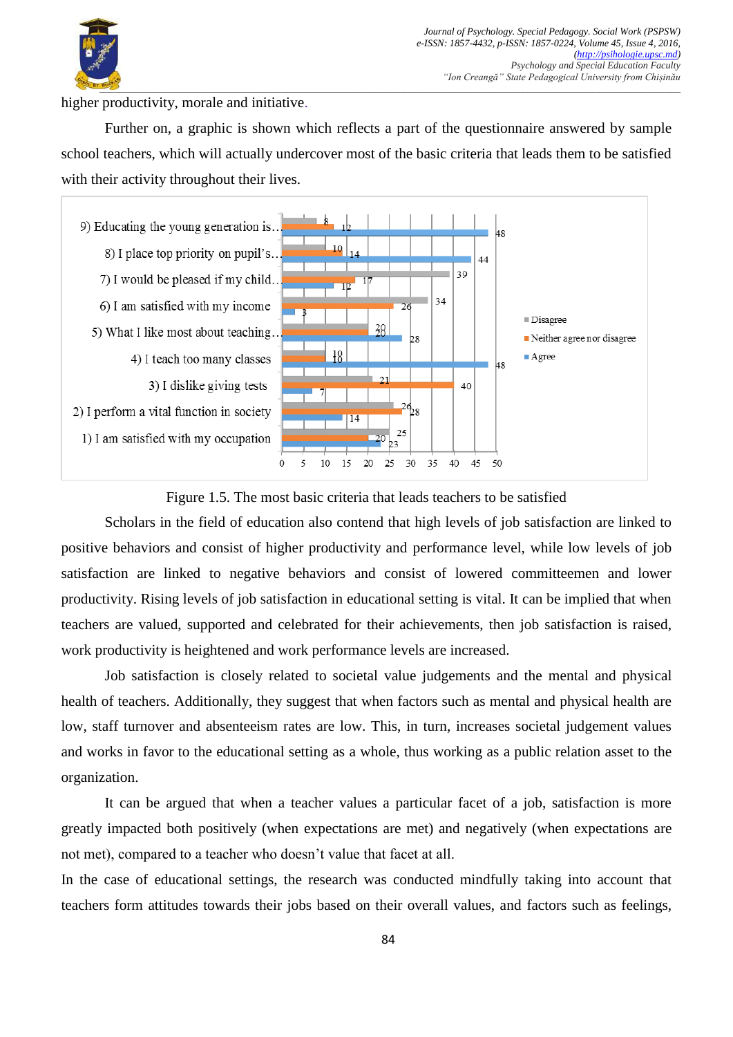higher productivity, morale and initiative.

Further on, a graphic is shown which reflects a part of the questionnaire answered by sample school teachers, which will actually undercover most of the basic criteria that leads them to be satisfied with their activity throughout their lives.

| Statement | Disagree | Neither agree nor disagree | Agree |
|---|---|---|---|
| 9) Educating the young generation is... | 8 | 12 | 48 |
| 8) I place top priority on pupil's... | 10 | 14 | 44 |
| 7) I would be pleased if my child... | 39 | 17 | 12 |
| 6) I am satisfied with my income | 34 | 26 | 3 |
| 5) What I like most about teaching... | 20 | 20 | 28 |
| 4) I teach too many classes | 10 | 10 | 48 |
| 3) I dislike giving tests | 21 | 40 | 7 |
| 2) I perform a vital function in society | 26 | 28 | 14 |
| 1) I am satisfied with my occupation | 25 | 20 | 23 |

Figure 1.5. The most basic criteria that leads teachers to be satisfied

Scholars in the field of education also contend that high levels of job satisfaction are linked to positive behaviors and consist of higher productivity and performance level, while low levels of job satisfaction are linked to negative behaviors and consist of lowered committeemen and lower productivity. Rising levels of job satisfaction in educational setting is vital. It can be implied that when teachers are valued, supported and celebrated for their achievements, then job satisfaction is raised, work productivity is heightened and work performance levels are increased.

Job satisfaction is closely related to societal value judgements and the mental and physical health of teachers. Additionally, they suggest that when factors such as mental and physical health are low, staff turnover and absenteeism rates are low. This, in turn, increases societal judgement values and works in favor to the educational setting as a whole, thus working as a public relation asset to the organization.

It can be argued that when a teacher values a particular facet of a job, satisfaction is more greatly impacted both positively (when expectations are met) and negatively (when expectations are not met), compared to a teacher who doesn't value that facet at all.

In the case of educational settings, the research was conducted mindfully taking into account that teachers form attitudes towards their jobs based on their overall values, and factors such as feelings,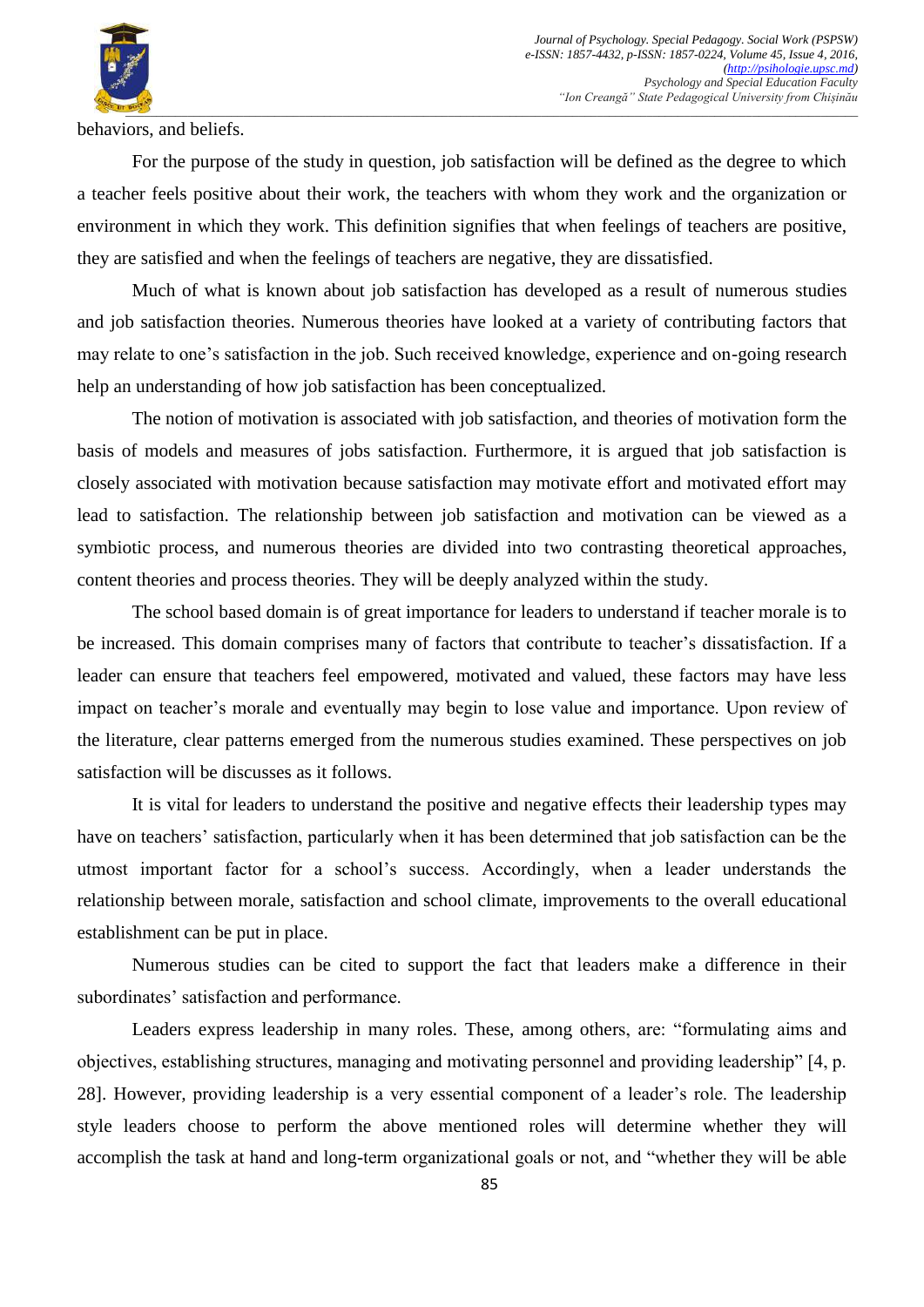behaviors, and beliefs.

For the purpose of the study in question, job satisfaction will be defined as the degree to which a teacher feels positive about their work, the teachers with whom they work and the organization or environment in which they work. This definition signifies that when feelings of teachers are positive, they are satisfied and when the feelings of teachers are negative, they are dissatisfied.

Much of what is known about job satisfaction has developed as a result of numerous studies and job satisfaction theories. Numerous theories have looked at a variety of contributing factors that may relate to one's satisfaction in the job. Such received knowledge, experience and on-going research help an understanding of how job satisfaction has been conceptualized.

The notion of motivation is associated with job satisfaction, and theories of motivation form the basis of models and measures of jobs satisfaction. Furthermore, it is argued that job satisfaction is closely associated with motivation because satisfaction may motivate effort and motivated effort may lead to satisfaction. The relationship between job satisfaction and motivation can be viewed as a symbiotic process, and numerous theories are divided into two contrasting theoretical approaches, content theories and process theories. They will be deeply analyzed within the study.

The school based domain is of great importance for leaders to understand if teacher morale is to be increased. This domain comprises many of factors that contribute to teacher's dissatisfaction. If a leader can ensure that teachers feel empowered, motivated and valued, these factors may have less impact on teacher's morale and eventually may begin to lose value and importance. Upon review of the literature, clear patterns emerged from the numerous studies examined. These perspectives on job satisfaction will be discusses as it follows.

It is vital for leaders to understand the positive and negative effects their leadership types may have on teachers' satisfaction, particularly when it has been determined that job satisfaction can be the utmost important factor for a school's success. Accordingly, when a leader understands the relationship between morale, satisfaction and school climate, improvements to the overall educational establishment can be put in place.

Numerous studies can be cited to support the fact that leaders make a difference in their subordinates' satisfaction and performance.

Leaders express leadership in many roles. These, among others, are: "formulating aims and objectives, establishing structures, managing and motivating personnel and providing leadership" [4, p. 28]. However, providing leadership is a very essential component of a leader's role. The leadership style leaders choose to perform the above mentioned roles will determine whether they will accomplish the task at hand and long-term organizational goals or not, and "whether they will be able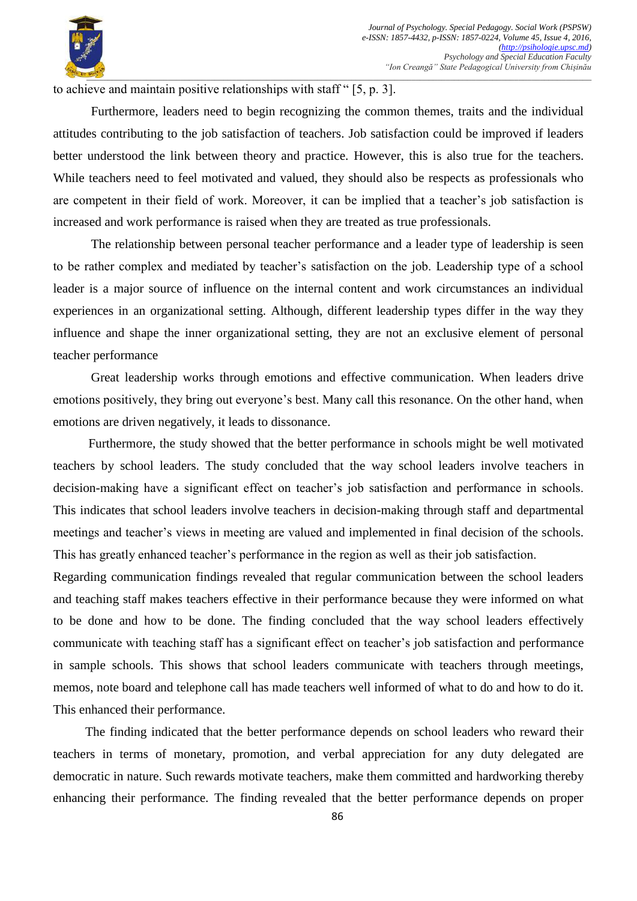to achieve and maintain positive relationships with staff " [5, p. 3].

Furthermore, leaders need to begin recognizing the common themes, traits and the individual attitudes contributing to the job satisfaction of teachers. Job satisfaction could be improved if leaders better understood the link between theory and practice. However, this is also true for the teachers. While teachers need to feel motivated and valued, they should also be respects as professionals who are competent in their field of work. Moreover, it can be implied that a teacher's job satisfaction is increased and work performance is raised when they are treated as true professionals.

The relationship between personal teacher performance and a leader type of leadership is seen to be rather complex and mediated by teacher's satisfaction on the job. Leadership type of a school leader is a major source of influence on the internal content and work circumstances an individual experiences in an organizational setting. Although, different leadership types differ in the way they influence and shape the inner organizational setting, they are not an exclusive element of personal teacher performance

Great leadership works through emotions and effective communication. When leaders drive emotions positively, they bring out everyone's best. Many call this resonance. On the other hand, when emotions are driven negatively, it leads to dissonance.

Furthermore, the study showed that the better performance in schools might be well motivated teachers by school leaders. The study concluded that the way school leaders involve teachers in decision-making have a significant effect on teacher's job satisfaction and performance in schools. This indicates that school leaders involve teachers in decision-making through staff and departmental meetings and teacher's views in meeting are valued and implemented in final decision of the schools. This has greatly enhanced teacher's performance in the region as well as their job satisfaction.

Regarding communication findings revealed that regular communication between the school leaders and teaching staff makes teachers effective in their performance because they were informed on what to be done and how to be done. The finding concluded that the way school leaders effectively communicate with teaching staff has a significant effect on teacher's job satisfaction and performance in sample schools. This shows that school leaders communicate with teachers through meetings, memos, note board and telephone call has made teachers well informed of what to do and how to do it. This enhanced their performance.

The finding indicated that the better performance depends on school leaders who reward their teachers in terms of monetary, promotion, and verbal appreciation for any duty delegated are democratic in nature. Such rewards motivate teachers, make them committed and hardworking thereby enhancing their performance. The finding revealed that the better performance depends on proper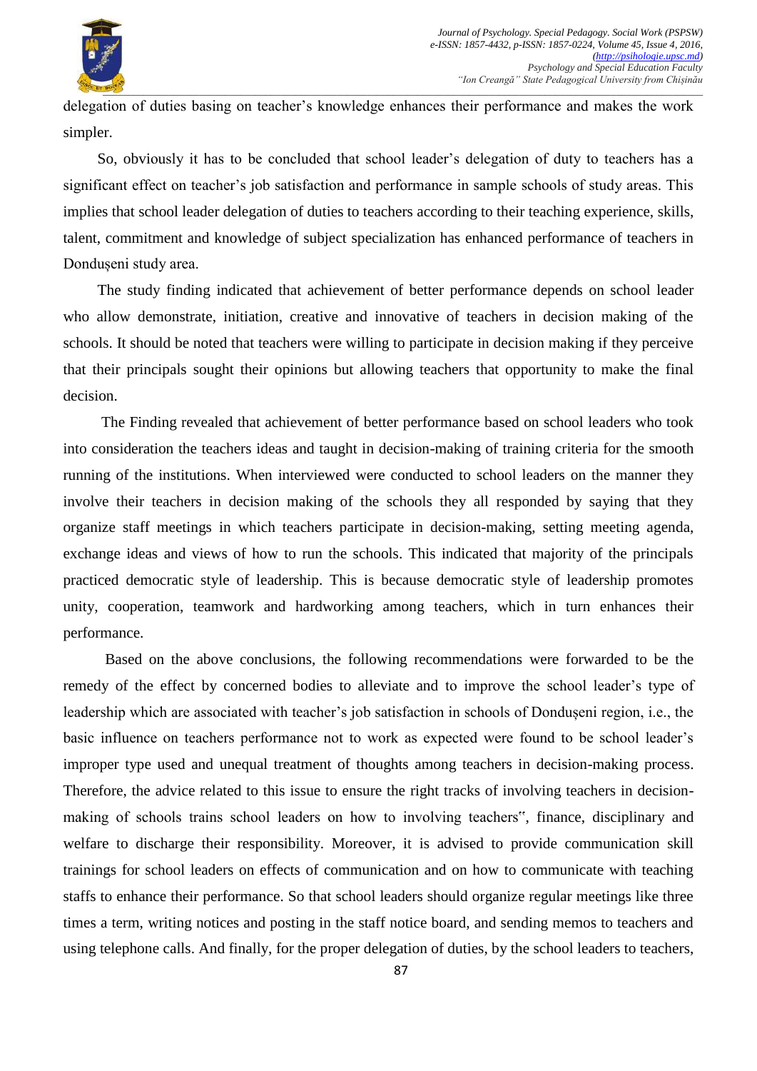delegation of duties basing on teacher's knowledge enhances their performance and makes the work simpler.

So, obviously it has to be concluded that school leader's delegation of duty to teachers has a significant effect on teacher's job satisfaction and performance in sample schools of study areas. This implies that school leader delegation of duties to teachers according to their teaching experience, skills, talent, commitment and knowledge of subject specialization has enhanced performance of teachers in Dondușeni study area.

The study finding indicated that achievement of better performance depends on school leader who allow demonstrate, initiation, creative and innovative of teachers in decision making of the schools. It should be noted that teachers were willing to participate in decision making if they perceive that their principals sought their opinions but allowing teachers that opportunity to make the final decision.

The Finding revealed that achievement of better performance based on school leaders who took into consideration the teachers ideas and taught in decision-making of training criteria for the smooth running of the institutions. When interviewed were conducted to school leaders on the manner they involve their teachers in decision making of the schools they all responded by saying that they organize staff meetings in which teachers participate in decision-making, setting meeting agenda, exchange ideas and views of how to run the schools. This indicated that majority of the principals practiced democratic style of leadership. This is because democratic style of leadership promotes unity, cooperation, teamwork and hardworking among teachers, which in turn enhances their performance.

Based on the above conclusions, the following recommendations were forwarded to be the remedy of the effect by concerned bodies to alleviate and to improve the school leader's type of leadership which are associated with teacher's job satisfaction in schools of Dondușeni region, i.e., the basic influence on teachers performance not to work as expected were found to be school leader's improper type used and unequal treatment of thoughts among teachers in decision-making process. Therefore, the advice related to this issue to ensure the right tracks of involving teachers in decision-making of schools trains school leaders on how to involving teachers", finance, disciplinary and welfare to discharge their responsibility. Moreover, it is advised to provide communication skill trainings for school leaders on effects of communication and on how to communicate with teaching staffs to enhance their performance. So that school leaders should organize regular meetings like three times a term, writing notices and posting in the staff notice board, and sending memos to teachers and using telephone calls. And finally, for the proper delegation of duties, by the school leaders to teachers,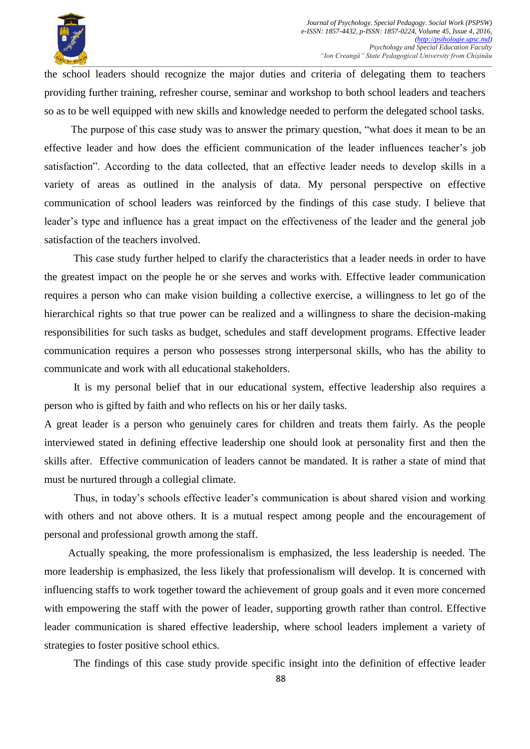the school leaders should recognize the major duties and criteria of delegating them to teachers providing further training, refresher course, seminar and workshop to both school leaders and teachers so as to be well equipped with new skills and knowledge needed to perform the delegated school tasks.

The purpose of this case study was to answer the primary question, "what does it mean to be an effective leader and how does the efficient communication of the leader influences teacher's job satisfaction". According to the data collected, that an effective leader needs to develop skills in a variety of areas as outlined in the analysis of data. My personal perspective on effective communication of school leaders was reinforced by the findings of this case study. I believe that leader's type and influence has a great impact on the effectiveness of the leader and the general job satisfaction of the teachers involved.

This case study further helped to clarify the characteristics that a leader needs in order to have the greatest impact on the people he or she serves and works with. Effective leader communication requires a person who can make vision building a collective exercise, a willingness to let go of the hierarchical rights so that true power can be realized and a willingness to share the decision-making responsibilities for such tasks as budget, schedules and staff development programs. Effective leader communication requires a person who possesses strong interpersonal skills, who has the ability to communicate and work with all educational stakeholders.

It is my personal belief that in our educational system, effective leadership also requires a person who is gifted by faith and who reflects on his or her daily tasks.

A great leader is a person who genuinely cares for children and treats them fairly. As the people interviewed stated in defining effective leadership one should look at personality first and then the skills after. Effective communication of leaders cannot be mandated. It is rather a state of mind that must be nurtured through a collegial climate.

Thus, in today's schools effective leader's communication is about shared vision and working with others and not above others. It is a mutual respect among people and the encouragement of personal and professional growth among the staff.

Actually speaking, the more professionalism is emphasized, the less leadership is needed. The more leadership is emphasized, the less likely that professionalism will develop. It is concerned with influencing staffs to work together toward the achievement of group goals and it even more concerned with empowering the staff with the power of leader, supporting growth rather than control. Effective leader communication is shared effective leadership, where school leaders implement a variety of strategies to foster positive school ethics.

The findings of this case study provide specific insight into the definition of effective leader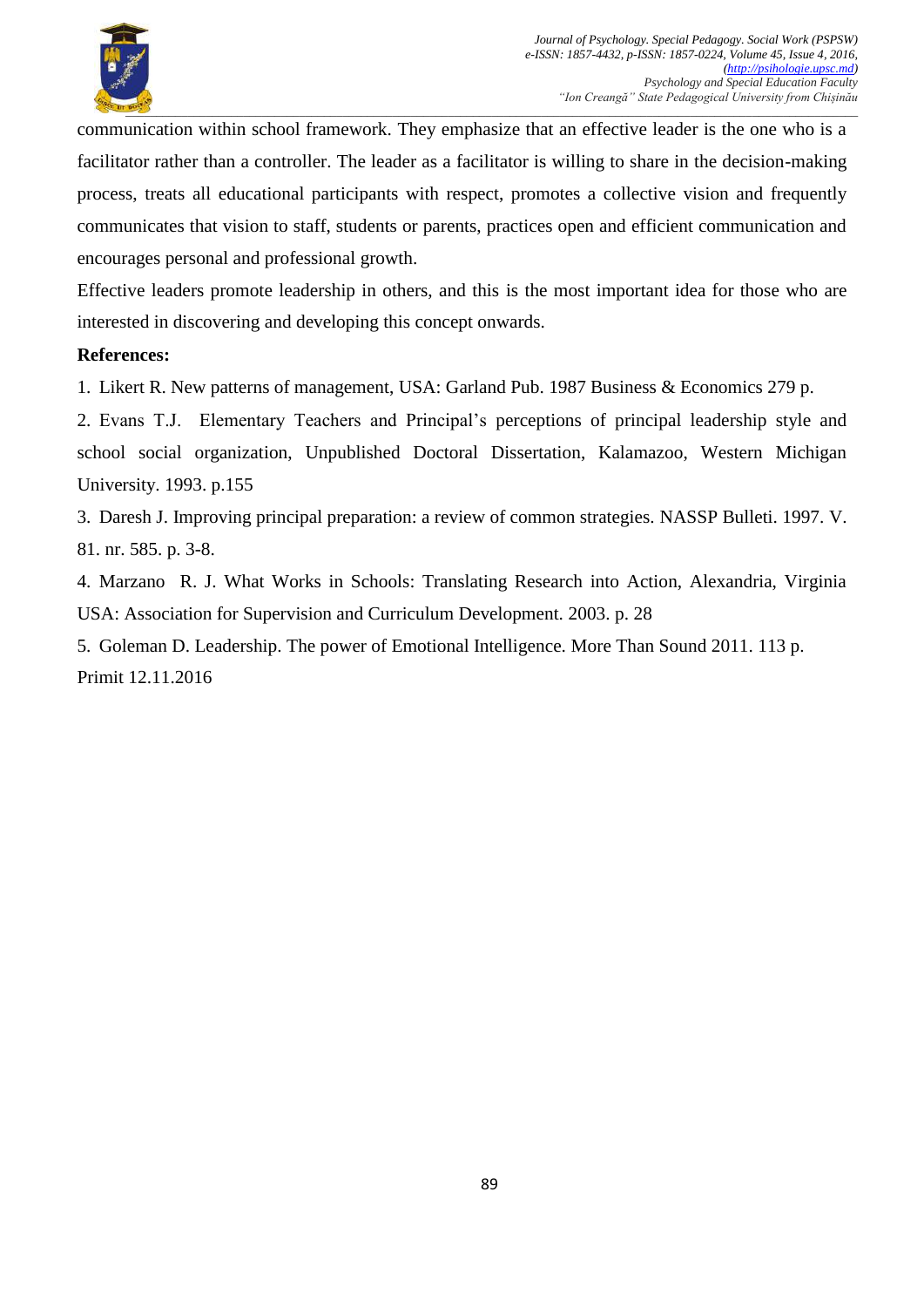communication within school framework. They emphasize that an effective leader is the one who is a facilitator rather than a controller. The leader as a facilitator is willing to share in the decision-making process, treats all educational participants with respect, promotes a collective vision and frequently communicates that vision to staff, students or parents, practices open and efficient communication and encourages personal and professional growth.

Effective leaders promote leadership in others, and this is the most important idea for those who are interested in discovering and developing this concept onwards.

**References:**

1. Likert R. New patterns of management, USA: Garland Pub. 1987 Business & Economics 279 p.
2. Evans T.J. Elementary Teachers and Principal's perceptions of principal leadership style and school social organization, Unpublished Doctoral Dissertation, Kalamazoo, Western Michigan University. 1993. p.155
3. Daresh J. Improving principal preparation: a review of common strategies. NASSP Bulleti. 1997. V. 81. nr. 585. p. 3-8.
4. Marzano R. J. What Works in Schools: Translating Research into Action, Alexandria, Virginia USA: Association for Supervision and Curriculum Development. 2003. p. 28
5. Goleman D. Leadership. The power of Emotional Intelligence. More Than Sound 2011. 113 p.

Primit 12.11.2016